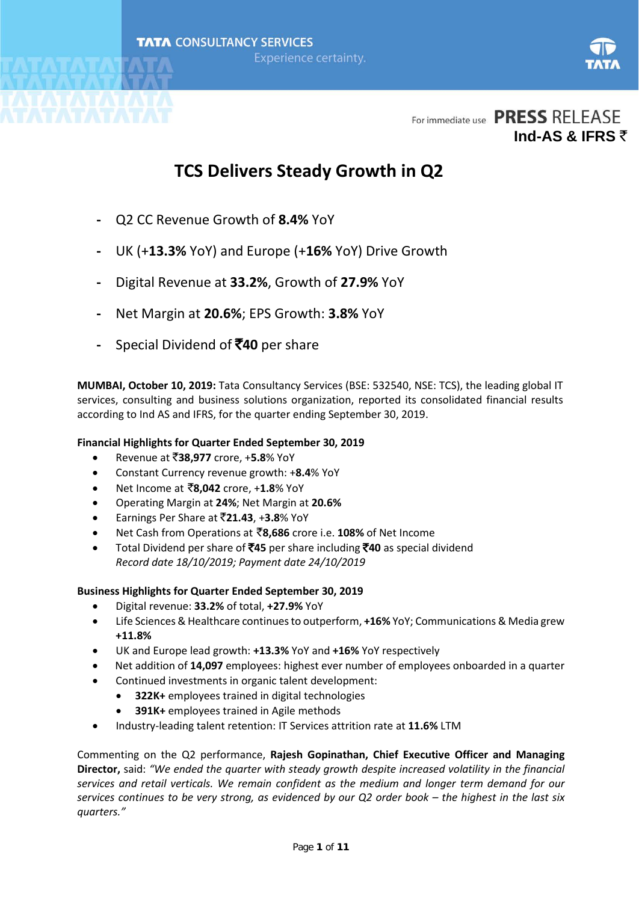TATA CONSULTANCY SERVICES

Experience certainty.

For immediate use **PRESS** RELEASE

**Ind-AS & IFRS ₹**

# TCS Delivers Steady Growth in Q2

- Q2 CC Revenue Growth of **8.4%** YoY
- UK (+**13.3%** YoY) and Europe (+**16%** YoY) Drive Growth
- Digital Revenue at **33.2%**, Growth of **27.9%** YoY
- Net Margin at **20.6%**; EPS Growth: **3.8%** YoY
- Special Dividend of **₹40** per share

**MUMBAI, October 10, 2019:** Tata Consultancy Services (BSE: 532540, NSE: TCS), the leading global IT services, consulting and business solutions organization, reported its consolidated financial results according to Ind AS and IFRS, for the quarter ending September 30, 2019.

**Financial Highlights for Quarter Ended September 30, 2019**

- Revenue at ₹**38,977** crore, +**5.8**% YoY
- Constant Currency revenue growth: +**8.4**% YoY
- Net Income at ₹**8,042** crore, +**1.8**% YoY
- Operating Margin at **24%**; Net Margin at **20.6%**
- Earnings Per Share at ₹**21.43**, +**3.8**% YoY
- Net Cash from Operations at ₹**8,686** crore i.e. **108%** of Net Income
- Total Dividend per share of **₹45** per share including **₹40** as special dividend
  *Record date 18/10/2019; Payment date 24/10/2019*

**Business Highlights for Quarter Ended September 30, 2019**

- Digital revenue: **33.2%** of total, **+27.9%** YoY
- Life Sciences & Healthcare continues to outperform, **+16%** YoY; Communications & Media grew **+11.8%**
- UK and Europe lead growth: **+13.3%** YoY and **+16%** YoY respectively
- Net addition of **14,097** employees: highest ever number of employees onboarded in a quarter
- Continued investments in organic talent development:
  - **322K+** employees trained in digital technologies
  - **391K+** employees trained in Agile methods
- Industry-leading talent retention: IT Services attrition rate at **11.6%** LTM

Commenting on the Q2 performance, **Rajesh Gopinathan, Chief Executive Officer and Managing Director,** said: *"We ended the quarter with steady growth despite increased volatility in the financial services and retail verticals. We remain confident as the medium and longer term demand for our services continues to be very strong, as evidenced by our Q2 order book – the highest in the last six quarters."*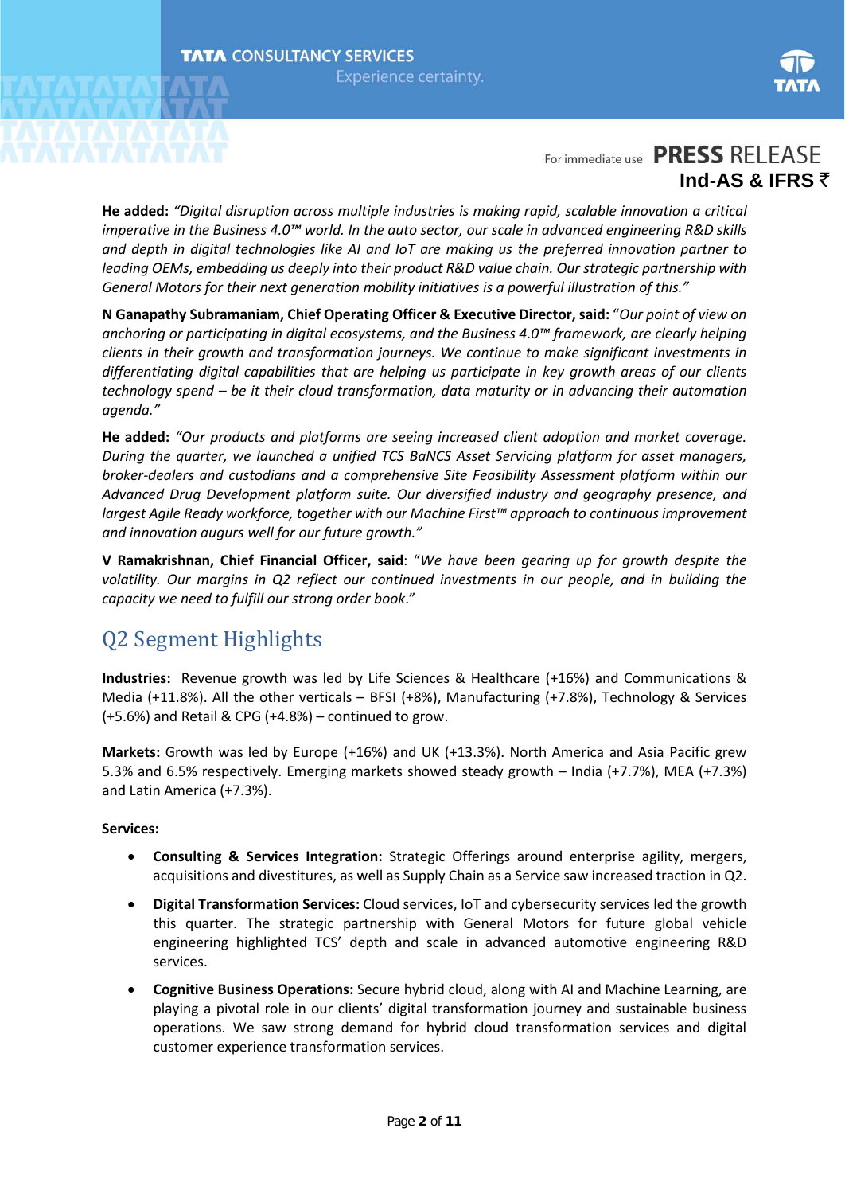**He added:** *"Digital disruption across multiple industries is making rapid, scalable innovation a critical imperative in the Business 4.0™ world. In the auto sector, our scale in advanced engineering R&D skills and depth in digital technologies like AI and IoT are making us the preferred innovation partner to leading OEMs, embedding us deeply into their product R&D value chain. Our strategic partnership with General Motors for their next generation mobility initiatives is a powerful illustration of this."*

**N Ganapathy Subramaniam, Chief Operating Officer & Executive Director, said:** "*Our point of view on anchoring or participating in digital ecosystems, and the Business 4.0™ framework, are clearly helping clients in their growth and transformation journeys. We continue to make significant investments in differentiating digital capabilities that are helping us participate in key growth areas of our clients technology spend – be it their cloud transformation, data maturity or in advancing their automation agenda."*

**He added:** *"Our products and platforms are seeing increased client adoption and market coverage. During the quarter, we launched a unified TCS BaNCS Asset Servicing platform for asset managers, broker-dealers and custodians and a comprehensive Site Feasibility Assessment platform within our Advanced Drug Development platform suite. Our diversified industry and geography presence, and largest Agile Ready workforce, together with our Machine First™ approach to continuous improvement and innovation augurs well for our future growth."*

**V Ramakrishnan, Chief Financial Officer, said**: "*We have been gearing up for growth despite the volatility. Our margins in Q2 reflect our continued investments in our people, and in building the capacity we need to fulfill our strong order book*."

## Q2 Segment Highlights

**Industries:** Revenue growth was led by Life Sciences & Healthcare (+16%) and Communications & Media (+11.8%). All the other verticals – BFSI (+8%), Manufacturing (+7.8%), Technology & Services (+5.6%) and Retail & CPG (+4.8%) – continued to grow.

**Markets:** Growth was led by Europe (+16%) and UK (+13.3%). North America and Asia Pacific grew 5.3% and 6.5% respectively. Emerging markets showed steady growth – India (+7.7%), MEA (+7.3%) and Latin America (+7.3%).

**Services:**

- **Consulting & Services Integration:** Strategic Offerings around enterprise agility, mergers, acquisitions and divestitures, as well as Supply Chain as a Service saw increased traction in Q2.
- **Digital Transformation Services:** Cloud services, IoT and cybersecurity services led the growth this quarter. The strategic partnership with General Motors for future global vehicle engineering highlighted TCS' depth and scale in advanced automotive engineering R&D services.
- **Cognitive Business Operations:** Secure hybrid cloud, along with AI and Machine Learning, are playing a pivotal role in our clients' digital transformation journey and sustainable business operations. We saw strong demand for hybrid cloud transformation services and digital customer experience transformation services.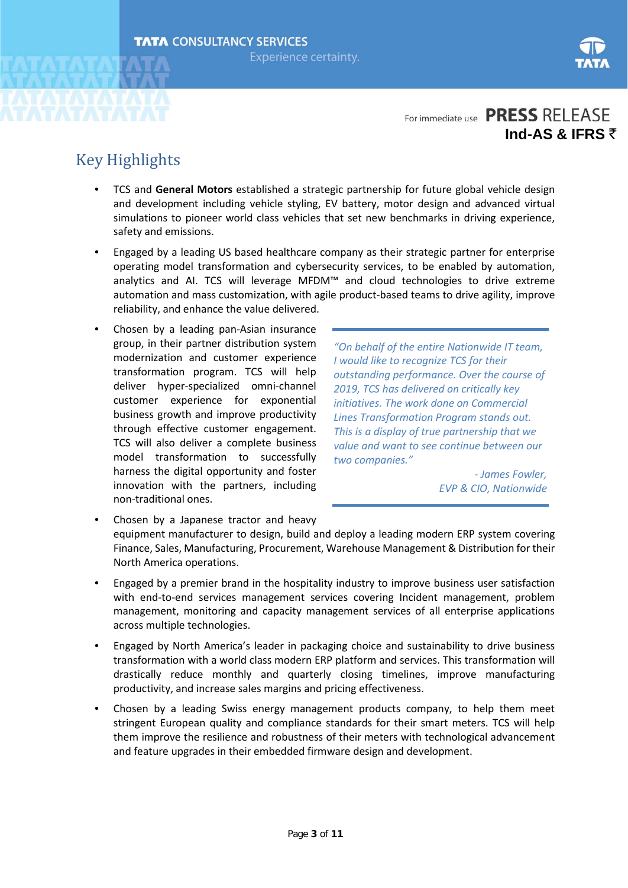## Key Highlights

- TCS and **General Motors** established a strategic partnership for future global vehicle design and development including vehicle styling, EV battery, motor design and advanced virtual simulations to pioneer world class vehicles that set new benchmarks in driving experience, safety and emissions.
- Engaged by a leading US based healthcare company as their strategic partner for enterprise operating model transformation and cybersecurity services, to be enabled by automation, analytics and AI. TCS will leverage MFDM™ and cloud technologies to drive extreme automation and mass customization, with agile product-based teams to drive agility, improve reliability, and enhance the value delivered.
- Chosen by a leading pan-Asian insurance group, in their partner distribution system modernization and customer experience transformation program. TCS will help deliver hyper-specialized omni-channel customer experience for exponential business growth and improve productivity through effective customer engagement. TCS will also deliver a complete business model transformation to successfully harness the digital opportunity and foster innovation with the partners, including non-traditional ones.
- Chosen by a Japanese tractor and heavy equipment manufacturer to design, build and deploy a leading modern ERP system covering Finance, Sales, Manufacturing, Procurement, Warehouse Management & Distribution for their North America operations.
- Engaged by a premier brand in the hospitality industry to improve business user satisfaction with end-to-end services management services covering Incident management, problem management, monitoring and capacity management services of all enterprise applications across multiple technologies.
- Engaged by North America's leader in packaging choice and sustainability to drive business transformation with a world class modern ERP platform and services. This transformation will drastically reduce monthly and quarterly closing timelines, improve manufacturing productivity, and increase sales margins and pricing effectiveness.
- Chosen by a leading Swiss energy management products company, to help them meet stringent European quality and compliance standards for their smart meters. TCS will help them improve the resilience and robustness of their meters with technological advancement and feature upgrades in their embedded firmware design and development.

> *"On behalf of the entire Nationwide IT team, I would like to recognize TCS for their outstanding performance. Over the course of 2019, TCS has delivered on critically key initiatives. The work done on Commercial Lines Transformation Program stands out. This is a display of true partnership that we value and want to see continue between our two companies."*
>
> *- James Fowler, EVP & CIO, Nationwide*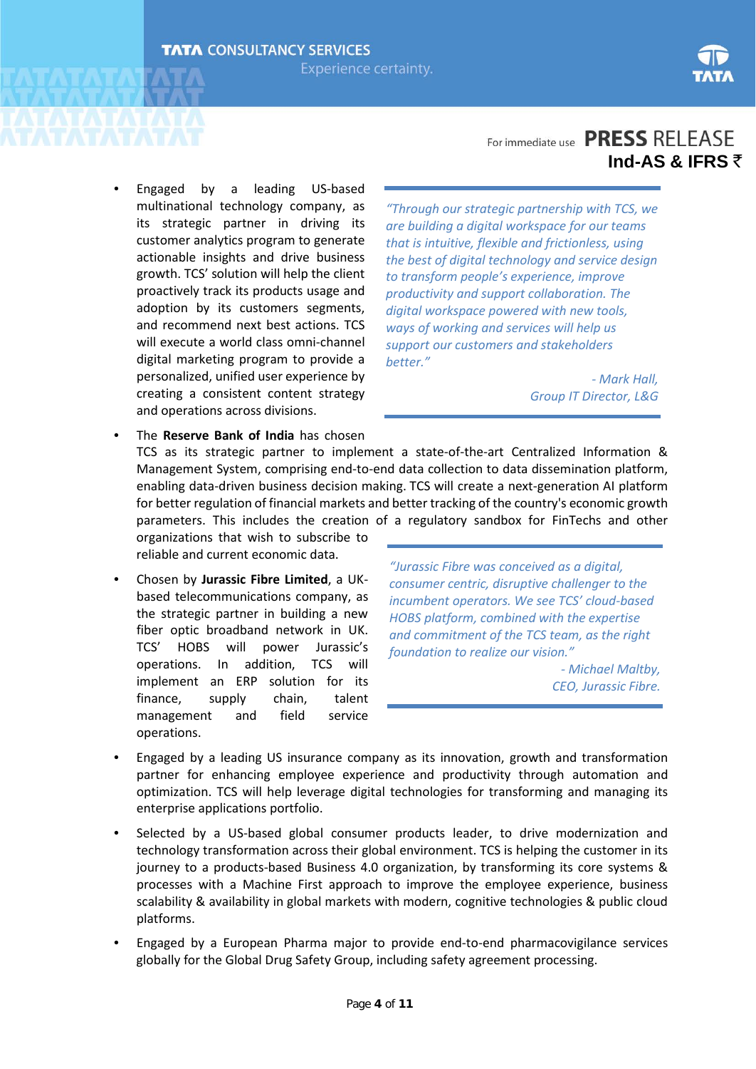- Engaged by a leading US-based multinational technology company, as its strategic partner in driving its customer analytics program to generate actionable insights and drive business growth. TCS' solution will help the client proactively track its products usage and adoption by its customers segments, and recommend next best actions. TCS will execute a world class omni-channel digital marketing program to provide a personalized, unified user experience by creating a consistent content strategy and operations across divisions.

> *"Through our strategic partnership with TCS, we are building a digital workspace for our teams that is intuitive, flexible and frictionless, using the best of digital technology and service design to transform people's experience, improve productivity and support collaboration. The digital workspace powered with new tools, ways of working and services will help us support our customers and stakeholders better."*
>
> *- Mark Hall, Group IT Director, L&G*

- The **Reserve Bank of India** has chosen TCS as its strategic partner to implement a state-of-the-art Centralized Information & Management System, comprising end-to-end data collection to data dissemination platform, enabling data-driven business decision making. TCS will create a next-generation AI platform for better regulation of financial markets and better tracking of the country's economic growth parameters. This includes the creation of a regulatory sandbox for FinTechs and other organizations that wish to subscribe to reliable and current economic data.

- Chosen by **Jurassic Fibre Limited**, a UK-based telecommunications company, as the strategic partner in building a new fiber optic broadband network in UK. TCS' HOBS will power Jurassic's operations. In addition, TCS will implement an ERP solution for its finance, supply chain, talent management and field service operations.

> *"Jurassic Fibre was conceived as a digital, consumer centric, disruptive challenger to the incumbent operators. We see TCS' cloud-based HOBS platform, combined with the expertise and commitment of the TCS team, as the right foundation to realize our vision."*
>
> *- Michael Maltby, CEO, Jurassic Fibre.*

- Engaged by a leading US insurance company as its innovation, growth and transformation partner for enhancing employee experience and productivity through automation and optimization. TCS will help leverage digital technologies for transforming and managing its enterprise applications portfolio.

- Selected by a US-based global consumer products leader, to drive modernization and technology transformation across their global environment. TCS is helping the customer in its journey to a products-based Business 4.0 organization, by transforming its core systems & processes with a Machine First approach to improve the employee experience, business scalability & availability in global markets with modern, cognitive technologies & public cloud platforms.

- Engaged by a European Pharma major to provide end-to-end pharmacovigilance services globally for the Global Drug Safety Group, including safety agreement processing.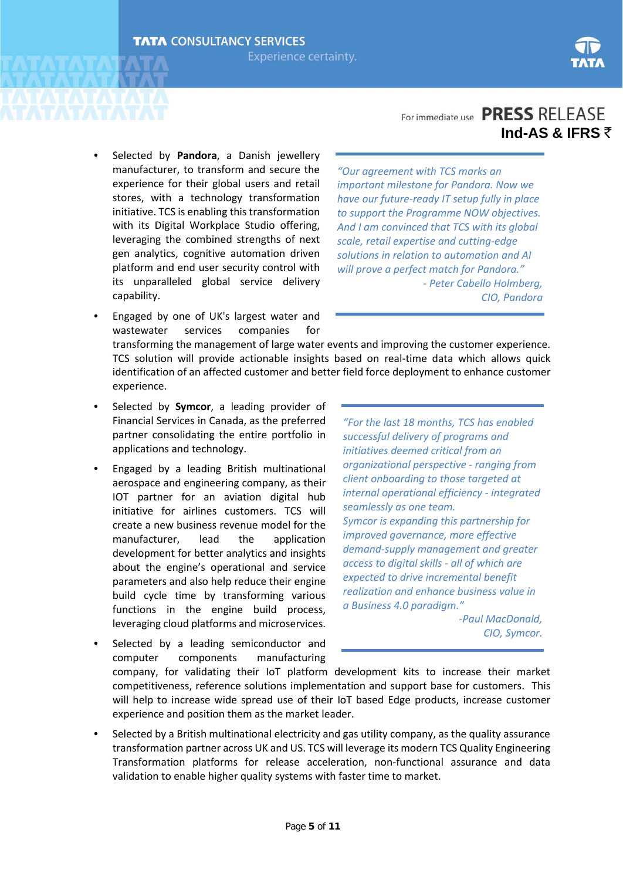- Selected by **Pandora**, a Danish jewellery manufacturer, to transform and secure the experience for their global users and retail stores, with a technology transformation initiative. TCS is enabling this transformation with its Digital Workplace Studio offering, leveraging the combined strengths of next gen analytics, cognitive automation driven platform and end user security control with its unparalleled global service delivery capability.

> *"Our agreement with TCS marks an important milestone for Pandora. Now we have our future-ready IT setup fully in place to support the Programme NOW objectives. And I am convinced that TCS with its global scale, retail expertise and cutting-edge solutions in relation to automation and AI will prove a perfect match for Pandora."*
>
> *- Peter Cabello Holmberg, CIO, Pandora*

- Engaged by one of UK's largest water and wastewater services companies for transforming the management of large water events and improving the customer experience. TCS solution will provide actionable insights based on real-time data which allows quick identification of an affected customer and better field force deployment to enhance customer experience.

- Selected by **Symcor**, a leading provider of Financial Services in Canada, as the preferred partner consolidating the entire portfolio in applications and technology.

> *"For the last 18 months, TCS has enabled successful delivery of programs and initiatives deemed critical from an organizational perspective - ranging from client onboarding to those targeted at internal operational efficiency - integrated seamlessly as one team. Symcor is expanding this partnership for improved governance, more effective demand-supply management and greater access to digital skills - all of which are expected to drive incremental benefit realization and enhance business value in a Business 4.0 paradigm."*
>
> *-Paul MacDonald, CIO, Symcor.*

- Engaged by a leading British multinational aerospace and engineering company, as their IOT partner for an aviation digital hub initiative for airlines customers. TCS will create a new business revenue model for the manufacturer, lead the application development for better analytics and insights about the engine's operational and service parameters and also help reduce their engine build cycle time by transforming various functions in the engine build process, leveraging cloud platforms and microservices.

- Selected by a leading semiconductor and computer components manufacturing company, for validating their IoT platform development kits to increase their market competitiveness, reference solutions implementation and support base for customers. This will help to increase wide spread use of their IoT based Edge products, increase customer experience and position them as the market leader.

- Selected by a British multinational electricity and gas utility company, as the quality assurance transformation partner across UK and US. TCS will leverage its modern TCS Quality Engineering Transformation platforms for release acceleration, non-functional assurance and data validation to enable higher quality systems with faster time to market.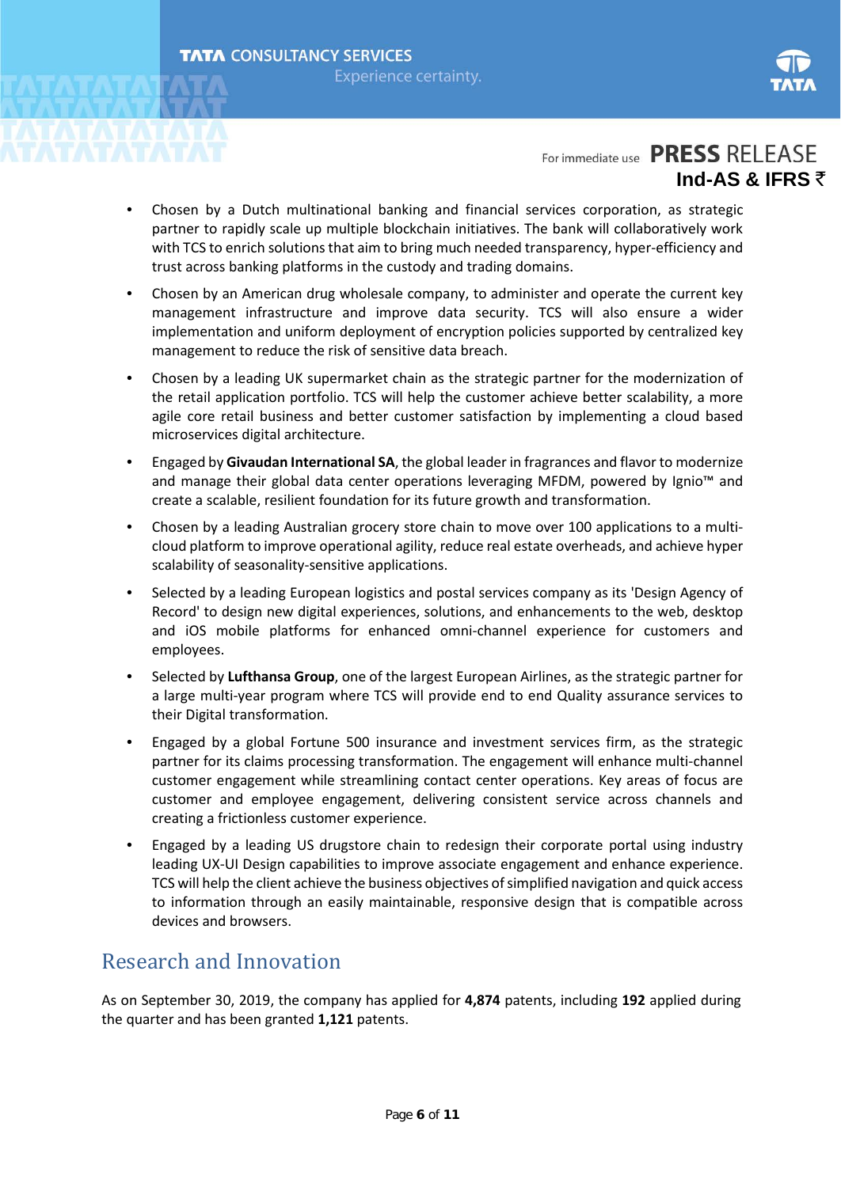- Chosen by a Dutch multinational banking and financial services corporation, as strategic partner to rapidly scale up multiple blockchain initiatives. The bank will collaboratively work with TCS to enrich solutions that aim to bring much needed transparency, hyper-efficiency and trust across banking platforms in the custody and trading domains.
- Chosen by an American drug wholesale company, to administer and operate the current key management infrastructure and improve data security. TCS will also ensure a wider implementation and uniform deployment of encryption policies supported by centralized key management to reduce the risk of sensitive data breach.
- Chosen by a leading UK supermarket chain as the strategic partner for the modernization of the retail application portfolio. TCS will help the customer achieve better scalability, a more agile core retail business and better customer satisfaction by implementing a cloud based microservices digital architecture.
- Engaged by **Givaudan International SA**, the global leader in fragrances and flavor to modernize and manage their global data center operations leveraging MFDM, powered by Ignio™ and create a scalable, resilient foundation for its future growth and transformation.
- Chosen by a leading Australian grocery store chain to move over 100 applications to a multi-cloud platform to improve operational agility, reduce real estate overheads, and achieve hyper scalability of seasonality-sensitive applications.
- Selected by a leading European logistics and postal services company as its 'Design Agency of Record' to design new digital experiences, solutions, and enhancements to the web, desktop and iOS mobile platforms for enhanced omni-channel experience for customers and employees.
- Selected by **Lufthansa Group**, one of the largest European Airlines, as the strategic partner for a large multi-year program where TCS will provide end to end Quality assurance services to their Digital transformation.
- Engaged by a global Fortune 500 insurance and investment services firm, as the strategic partner for its claims processing transformation. The engagement will enhance multi-channel customer engagement while streamlining contact center operations. Key areas of focus are customer and employee engagement, delivering consistent service across channels and creating a frictionless customer experience.
- Engaged by a leading US drugstore chain to redesign their corporate portal using industry leading UX-UI Design capabilities to improve associate engagement and enhance experience. TCS will help the client achieve the business objectives of simplified navigation and quick access to information through an easily maintainable, responsive design that is compatible across devices and browsers.

## Research and Innovation

As on September 30, 2019, the company has applied for **4,874** patents, including **192** applied during the quarter and has been granted **1,121** patents.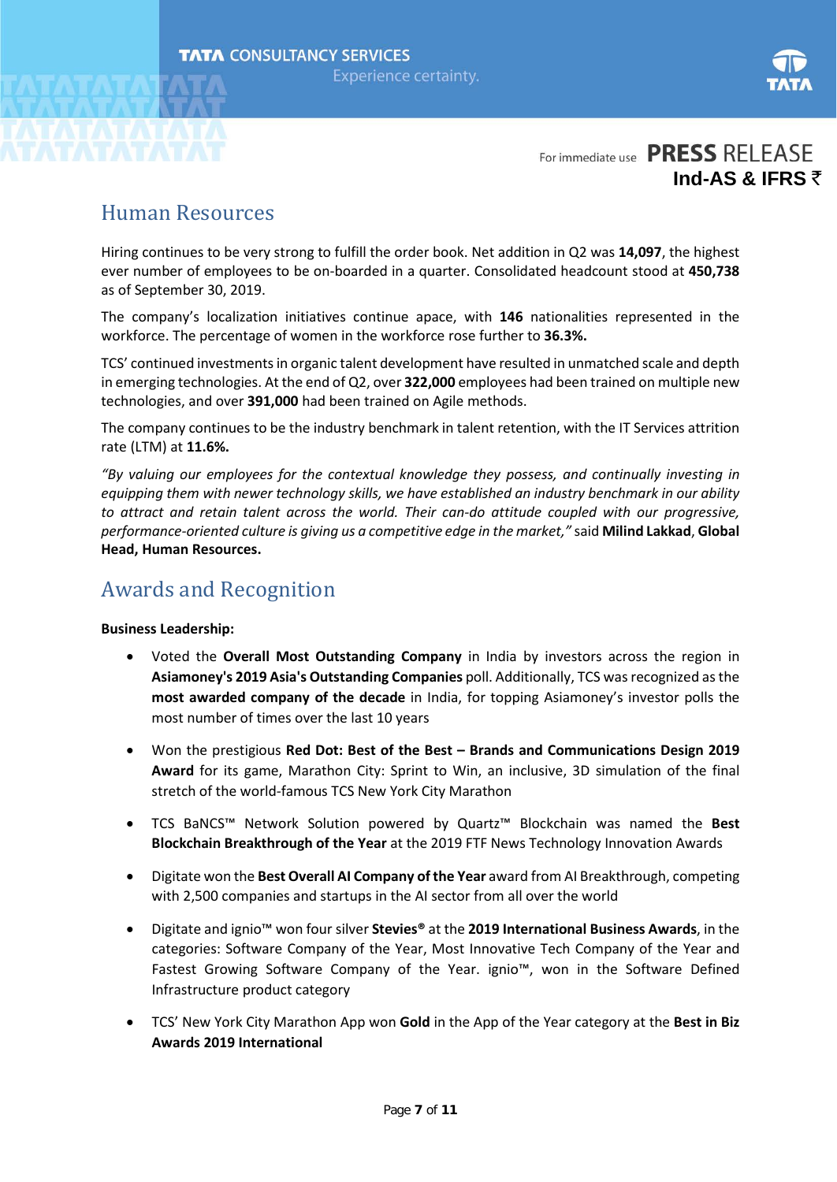## Human Resources

Hiring continues to be very strong to fulfill the order book. Net addition in Q2 was **14,097**, the highest ever number of employees to be on-boarded in a quarter. Consolidated headcount stood at **450,738** as of September 30, 2019.

The company's localization initiatives continue apace, with **146** nationalities represented in the workforce. The percentage of women in the workforce rose further to **36.3%.**

TCS' continued investments in organic talent development have resulted in unmatched scale and depth in emerging technologies. At the end of Q2, over **322,000** employees had been trained on multiple new technologies, and over **391,000** had been trained on Agile methods.

The company continues to be the industry benchmark in talent retention, with the IT Services attrition rate (LTM) at **11.6%.**

*"By valuing our employees for the contextual knowledge they possess, and continually investing in equipping them with newer technology skills, we have established an industry benchmark in our ability to attract and retain talent across the world. Their can-do attitude coupled with our progressive, performance-oriented culture is giving us a competitive edge in the market,"* said **Milind Lakkad**, **Global Head, Human Resources.**

## Awards and Recognition

**Business Leadership:**

- Voted the **Overall Most Outstanding Company** in India by investors across the region in **Asiamoney's 2019 Asia's Outstanding Companies** poll. Additionally, TCS was recognized as the **most awarded company of the decade** in India, for topping Asiamoney's investor polls the most number of times over the last 10 years
- Won the prestigious **Red Dot: Best of the Best – Brands and Communications Design 2019 Award** for its game, Marathon City: Sprint to Win, an inclusive, 3D simulation of the final stretch of the world-famous TCS New York City Marathon
- TCS BaNCS™ Network Solution powered by Quartz™ Blockchain was named the **Best Blockchain Breakthrough of the Year** at the 2019 FTF News Technology Innovation Awards
- Digitate won the **Best Overall AI Company of the Year** award from AI Breakthrough, competing with 2,500 companies and startups in the AI sector from all over the world
- Digitate and ignio™ won four silver **Stevies®** at the **2019 International Business Awards**, in the categories: Software Company of the Year, Most Innovative Tech Company of the Year and Fastest Growing Software Company of the Year. ignio™, won in the Software Defined Infrastructure product category
- TCS' New York City Marathon App won **Gold** in the App of the Year category at the **Best in Biz Awards 2019 International**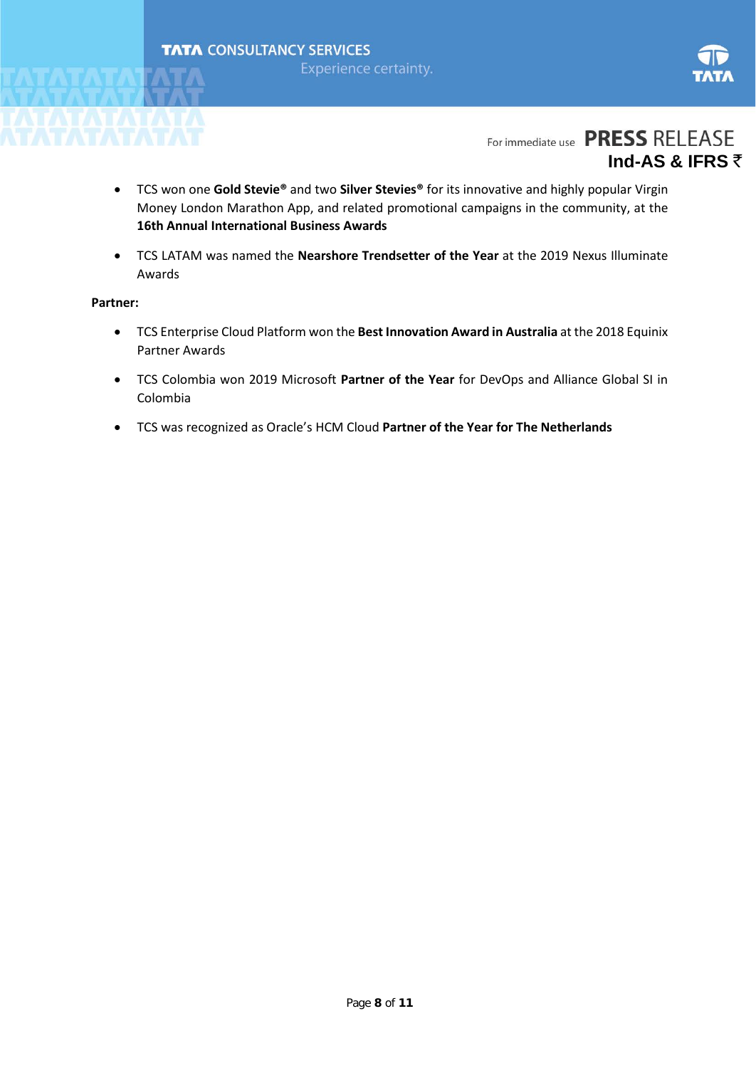- TCS won one **Gold Stevie®** and two **Silver Stevies®** for its innovative and highly popular Virgin Money London Marathon App, and related promotional campaigns in the community, at the **16th Annual International Business Awards**
- TCS LATAM was named the **Nearshore Trendsetter of the Year** at the 2019 Nexus Illuminate Awards

**Partner:**

- TCS Enterprise Cloud Platform won the **Best Innovation Award in Australia** at the 2018 Equinix Partner Awards
- TCS Colombia won 2019 Microsoft **Partner of the Year** for DevOps and Alliance Global SI in Colombia
- TCS was recognized as Oracle's HCM Cloud **Partner of the Year for The Netherlands**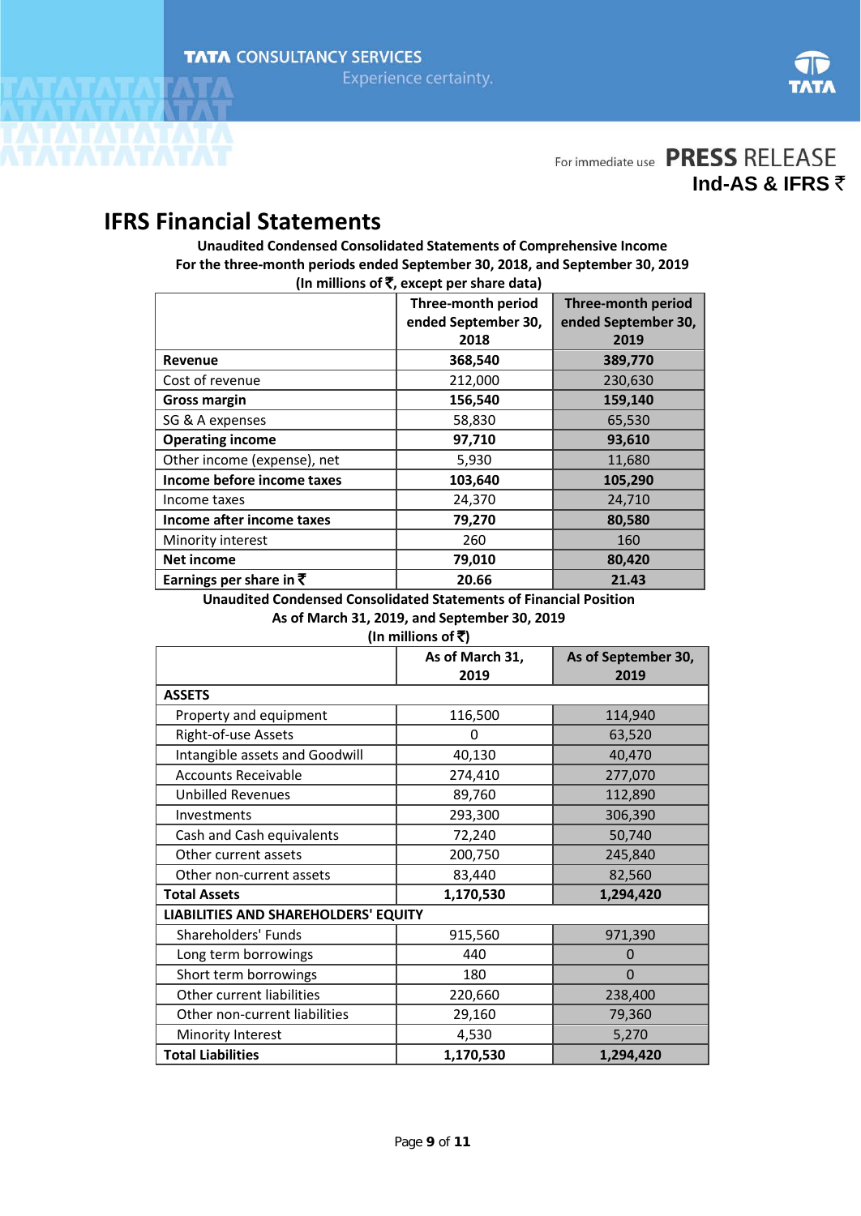For immediate use **PRESS RELEASE**
**Ind-AS & IFRS ₹**

# IFRS Financial Statements

**Unaudited Condensed Consolidated Statements of Comprehensive Income**
**For the three-month periods ended September 30, 2018, and September 30, 2019**
**(In millions of ₹, except per share data)**

| | Three-month period ended September 30, 2018 | Three-month period ended September 30, 2019 |
|---|---|---|
| **Revenue** | **368,540** | **389,770** |
| Cost of revenue | 212,000 | 230,630 |
| **Gross margin** | **156,540** | **159,140** |
| SG & A expenses | 58,830 | 65,530 |
| **Operating income** | **97,710** | **93,610** |
| Other income (expense), net | 5,930 | 11,680 |
| **Income before income taxes** | **103,640** | **105,290** |
| Income taxes | 24,370 | 24,710 |
| **Income after income taxes** | **79,270** | **80,580** |
| Minority interest | 260 | 160 |
| **Net income** | **79,010** | **80,420** |
| **Earnings per share in ₹** | **20.66** | **21.43** |

**Unaudited Condensed Consolidated Statements of Financial Position**
**As of March 31, 2019, and September 30, 2019**
**(In millions of ₹)**

| | As of March 31, 2019 | As of September 30, 2019 |
|---|---|---|
| **ASSETS** | | |
| Property and equipment | 116,500 | 114,940 |
| Right-of-use Assets | 0 | 63,520 |
| Intangible assets and Goodwill | 40,130 | 40,470 |
| Accounts Receivable | 274,410 | 277,070 |
| Unbilled Revenues | 89,760 | 112,890 |
| Investments | 293,300 | 306,390 |
| Cash and Cash equivalents | 72,240 | 50,740 |
| Other current assets | 200,750 | 245,840 |
| Other non-current assets | 83,440 | 82,560 |
| **Total Assets** | **1,170,530** | **1,294,420** |
| **LIABILITIES AND SHAREHOLDERS' EQUITY** | | |
| Shareholders' Funds | 915,560 | 971,390 |
| Long term borrowings | 440 | 0 |
| Short term borrowings | 180 | 0 |
| Other current liabilities | 220,660 | 238,400 |
| Other non-current liabilities | 29,160 | 79,360 |
| Minority Interest | 4,530 | 5,270 |
| **Total Liabilities** | **1,170,530** | **1,294,420** |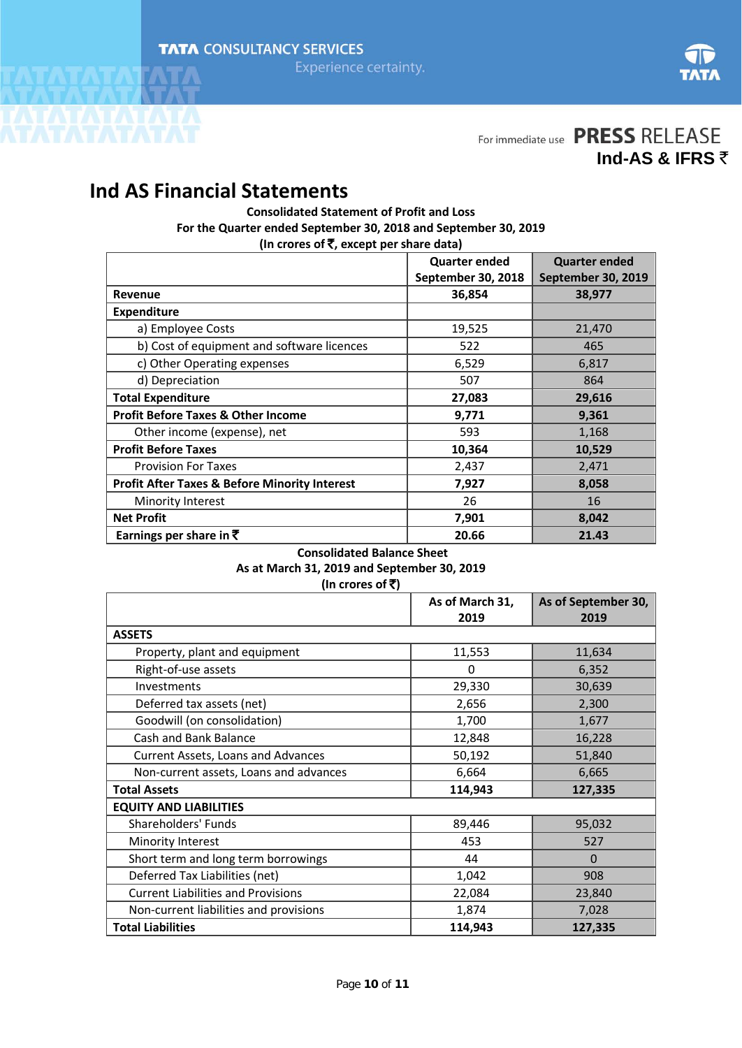TATA CONSULTANCY SERVICES
Experience certainty.

For immediate use **PRESS RELEASE**
**Ind-AS & IFRS ₹**

# Ind AS Financial Statements

**Consolidated Statement of Profit and Loss**
**For the Quarter ended September 30, 2018 and September 30, 2019**
**(In crores of ₹, except per share data)**

| | Quarter ended September 30, 2018 | Quarter ended September 30, 2019 |
|---|---|---|
| **Revenue** | **36,854** | **38,977** |
| **Expenditure** | | |
| a) Employee Costs | 19,525 | 21,470 |
| b) Cost of equipment and software licences | 522 | 465 |
| c) Other Operating expenses | 6,529 | 6,817 |
| d) Depreciation | 507 | 864 |
| **Total Expenditure** | **27,083** | **29,616** |
| **Profit Before Taxes & Other Income** | **9,771** | **9,361** |
| Other income (expense), net | 593 | 1,168 |
| **Profit Before Taxes** | **10,364** | **10,529** |
| Provision For Taxes | 2,437 | 2,471 |
| **Profit After Taxes & Before Minority Interest** | **7,927** | **8,058** |
| Minority Interest | 26 | 16 |
| **Net Profit** | **7,901** | **8,042** |
| **Earnings per share in ₹** | **20.66** | **21.43** |

**Consolidated Balance Sheet**
**As at March 31, 2019 and September 30, 2019**
**(In crores of ₹)**

| | As of March 31, 2019 | As of September 30, 2019 |
|---|---|---|
| **ASSETS** | | |
| Property, plant and equipment | 11,553 | 11,634 |
| Right-of-use assets | 0 | 6,352 |
| Investments | 29,330 | 30,639 |
| Deferred tax assets (net) | 2,656 | 2,300 |
| Goodwill (on consolidation) | 1,700 | 1,677 |
| Cash and Bank Balance | 12,848 | 16,228 |
| Current Assets, Loans and Advances | 50,192 | 51,840 |
| Non-current assets, Loans and advances | 6,664 | 6,665 |
| **Total Assets** | **114,943** | **127,335** |
| **EQUITY AND LIABILITIES** | | |
| Shareholders' Funds | 89,446 | 95,032 |
| Minority Interest | 453 | 527 |
| Short term and long term borrowings | 44 | 0 |
| Deferred Tax Liabilities (net) | 1,042 | 908 |
| Current Liabilities and Provisions | 22,084 | 23,840 |
| Non-current liabilities and provisions | 1,874 | 7,028 |
| **Total Liabilities** | **114,943** | **127,335** |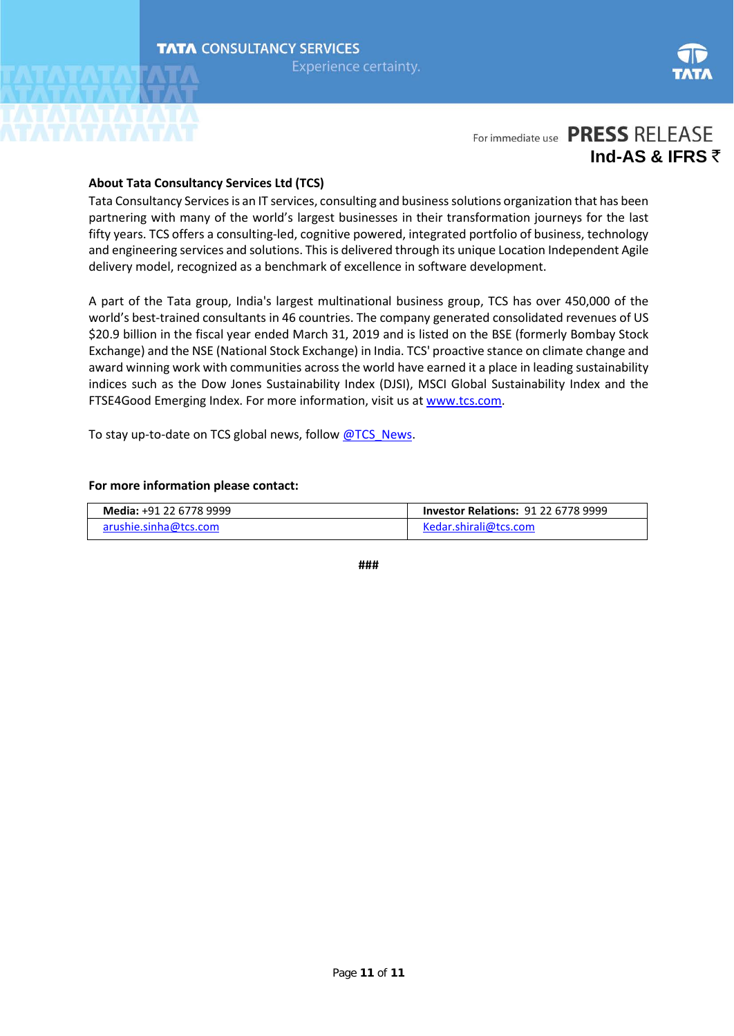**About Tata Consultancy Services Ltd (TCS)**

Tata Consultancy Services is an IT services, consulting and business solutions organization that has been partnering with many of the world's largest businesses in their transformation journeys for the last fifty years. TCS offers a consulting-led, cognitive powered, integrated portfolio of business, technology and engineering services and solutions. This is delivered through its unique Location Independent Agile delivery model, recognized as a benchmark of excellence in software development.

A part of the Tata group, India's largest multinational business group, TCS has over 450,000 of the world's best-trained consultants in 46 countries. The company generated consolidated revenues of US $20.9 billion in the fiscal year ended March 31, 2019 and is listed on the BSE (formerly Bombay Stock Exchange) and the NSE (National Stock Exchange) in India. TCS' proactive stance on climate change and award winning work with communities across the world have earned it a place in leading sustainability indices such as the Dow Jones Sustainability Index (DJSI), MSCI Global Sustainability Index and the FTSE4Good Emerging Index. For more information, visit us at www.tcs.com.

To stay up-to-date on TCS global news, follow @TCS_News.

**For more information please contact:**

| | |
|---|---|
| **Media:** +91 22 6778 9999 | **Investor Relations:** 91 22 6778 9999 |
| arushie.sinha@tcs.com | Kedar.shirali@tcs.com |

###